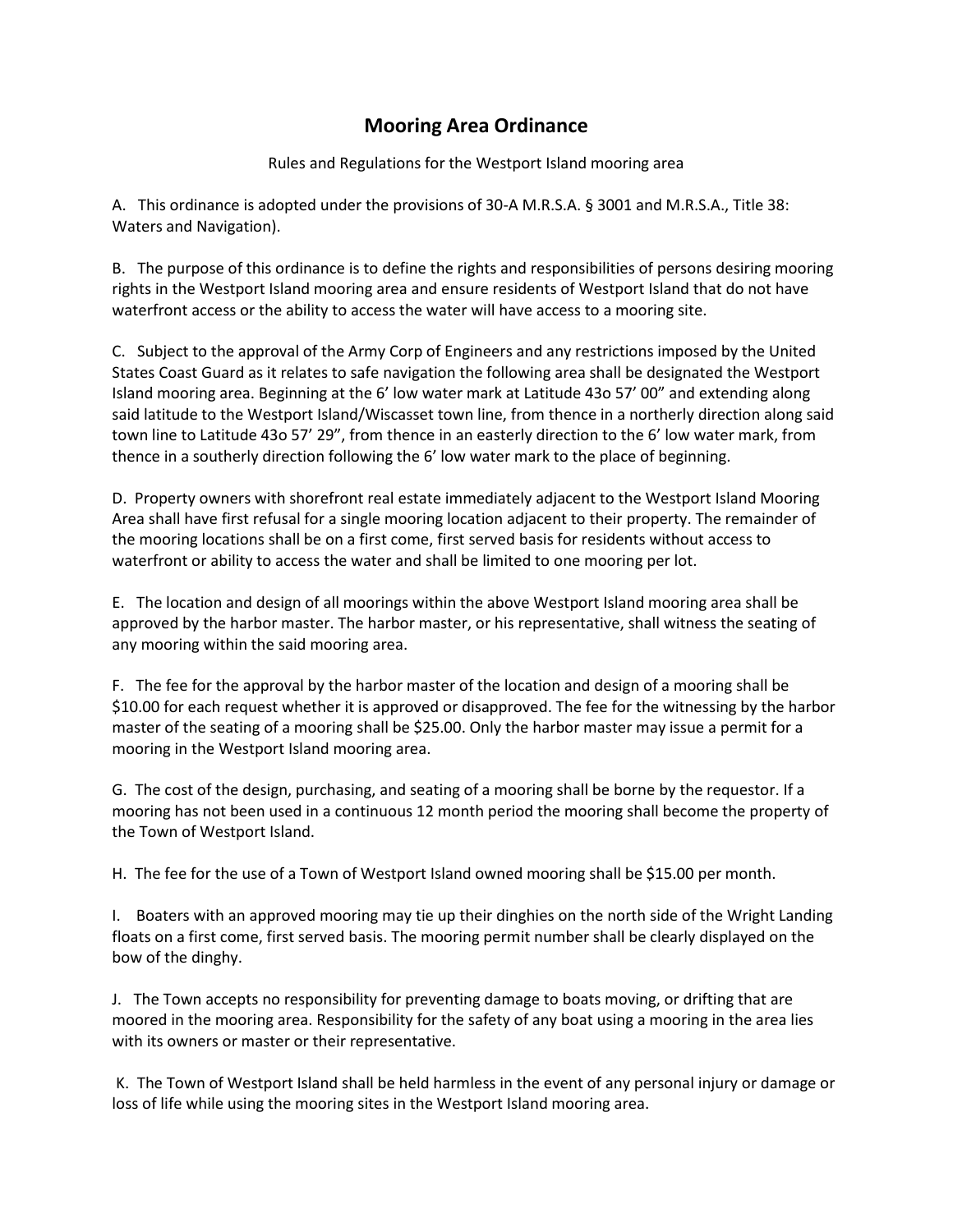# Mooring Area Ordinance

Rules and Regulations for the Westport Island mooring area

A. This ordinance is adopted under the provisions of 30-A M.R.S.A. § 3001 and M.R.S.A., Title 38: Waters and Navigation).

B. The purpose of this ordinance is to define the rights and responsibilities of persons desiring mooring rights in the Westport Island mooring area and ensure residents of Westport Island that do not have waterfront access or the ability to access the water will have access to a mooring site.

C. Subject to the approval of the Army Corp of Engineers and any restrictions imposed by the United States Coast Guard as it relates to safe navigation the following area shall be designated the Westport Island mooring area. Beginning at the 6' low water mark at Latitude 43o 57' 00" and extending along said latitude to the Westport Island/Wiscasset town line, from thence in a northerly direction along said town line to Latitude 43o 57' 29", from thence in an easterly direction to the 6' low water mark, from thence in a southerly direction following the 6' low water mark to the place of beginning.

D. Property owners with shorefront real estate immediately adjacent to the Westport Island Mooring Area shall have first refusal for a single mooring location adjacent to their property. The remainder of the mooring locations shall be on a first come, first served basis for residents without access to waterfront or ability to access the water and shall be limited to one mooring per lot.

E. The location and design of all moorings within the above Westport Island mooring area shall be approved by the harbor master. The harbor master, or his representative, shall witness the seating of any mooring within the said mooring area.

F. The fee for the approval by the harbor master of the location and design of a mooring shall be $10.00 for each request whether it is approved or disapproved. The fee for the witnessing by the harbor master of the seating of a mooring shall be $25.00. Only the harbor master may issue a permit for a mooring in the Westport Island mooring area.

G. The cost of the design, purchasing, and seating of a mooring shall be borne by the requestor. If a mooring has not been used in a continuous 12 month period the mooring shall become the property of the Town of Westport Island.

H. The fee for the use of a Town of Westport Island owned mooring shall be $15.00 per month.

I. Boaters with an approved mooring may tie up their dinghies on the north side of the Wright Landing floats on a first come, first served basis. The mooring permit number shall be clearly displayed on the bow of the dinghy.

J. The Town accepts no responsibility for preventing damage to boats moving, or drifting that are moored in the mooring area. Responsibility for the safety of any boat using a mooring in the area lies with its owners or master or their representative.

K. The Town of Westport Island shall be held harmless in the event of any personal injury or damage or loss of life while using the mooring sites in the Westport Island mooring area.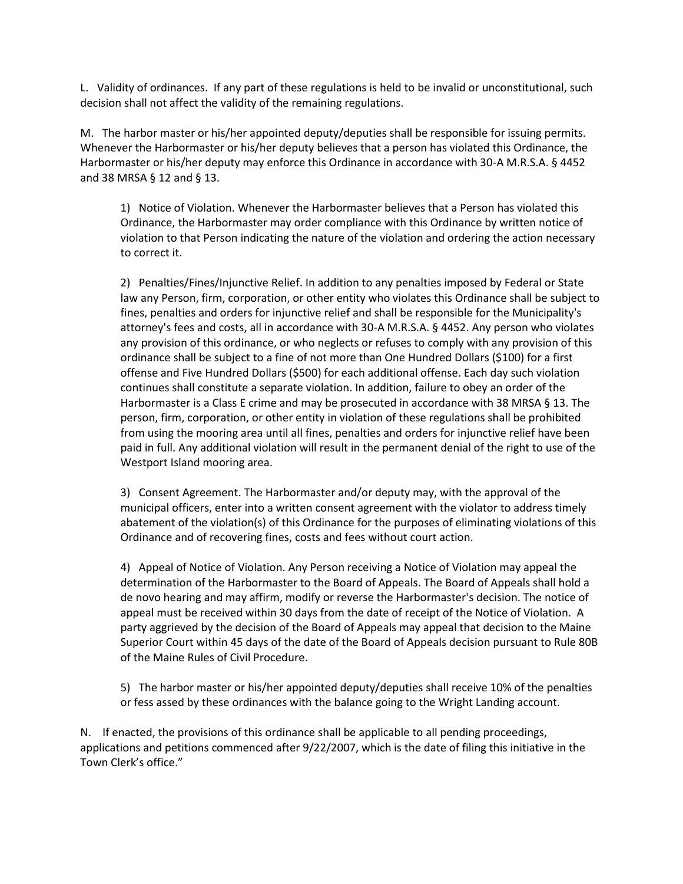L. Validity of ordinances. If any part of these regulations is held to be invalid or unconstitutional, such decision shall not affect the validity of the remaining regulations.

M. The harbor master or his/her appointed deputy/deputies shall be responsible for issuing permits. Whenever the Harbormaster or his/her deputy believes that a person has violated this Ordinance, the Harbormaster or his/her deputy may enforce this Ordinance in accordance with 30-A M.R.S.A. § 4452 and 38 MRSA § 12 and § 13.

> 1) Notice of Violation. Whenever the Harbormaster believes that a Person has violated this Ordinance, the Harbormaster may order compliance with this Ordinance by written notice of violation to that Person indicating the nature of the violation and ordering the action necessary to correct it.
>
> 2) Penalties/Fines/Injunctive Relief. In addition to any penalties imposed by Federal or State law any Person, firm, corporation, or other entity who violates this Ordinance shall be subject to fines, penalties and orders for injunctive relief and shall be responsible for the Municipality's attorney's fees and costs, all in accordance with 30-A M.R.S.A. § 4452. Any person who violates any provision of this ordinance, or who neglects or refuses to comply with any provision of this ordinance shall be subject to a fine of not more than One Hundred Dollars ($100) for a first offense and Five Hundred Dollars ($500) for each additional offense. Each day such violation continues shall constitute a separate violation. In addition, failure to obey an order of the Harbormaster is a Class E crime and may be prosecuted in accordance with 38 MRSA § 13. The person, firm, corporation, or other entity in violation of these regulations shall be prohibited from using the mooring area until all fines, penalties and orders for injunctive relief have been paid in full. Any additional violation will result in the permanent denial of the right to use of the Westport Island mooring area.
>
> 3) Consent Agreement. The Harbormaster and/or deputy may, with the approval of the municipal officers, enter into a written consent agreement with the violator to address timely abatement of the violation(s) of this Ordinance for the purposes of eliminating violations of this Ordinance and of recovering fines, costs and fees without court action.
>
> 4) Appeal of Notice of Violation. Any Person receiving a Notice of Violation may appeal the determination of the Harbormaster to the Board of Appeals. The Board of Appeals shall hold a de novo hearing and may affirm, modify or reverse the Harbormaster's decision. The notice of appeal must be received within 30 days from the date of receipt of the Notice of Violation. A party aggrieved by the decision of the Board of Appeals may appeal that decision to the Maine Superior Court within 45 days of the date of the Board of Appeals decision pursuant to Rule 80B of the Maine Rules of Civil Procedure.
>
> 5) The harbor master or his/her appointed deputy/deputies shall receive 10% of the penalties or fess assed by these ordinances with the balance going to the Wright Landing account.

N. If enacted, the provisions of this ordinance shall be applicable to all pending proceedings, applications and petitions commenced after 9/22/2007, which is the date of filing this initiative in the Town Clerk's office."